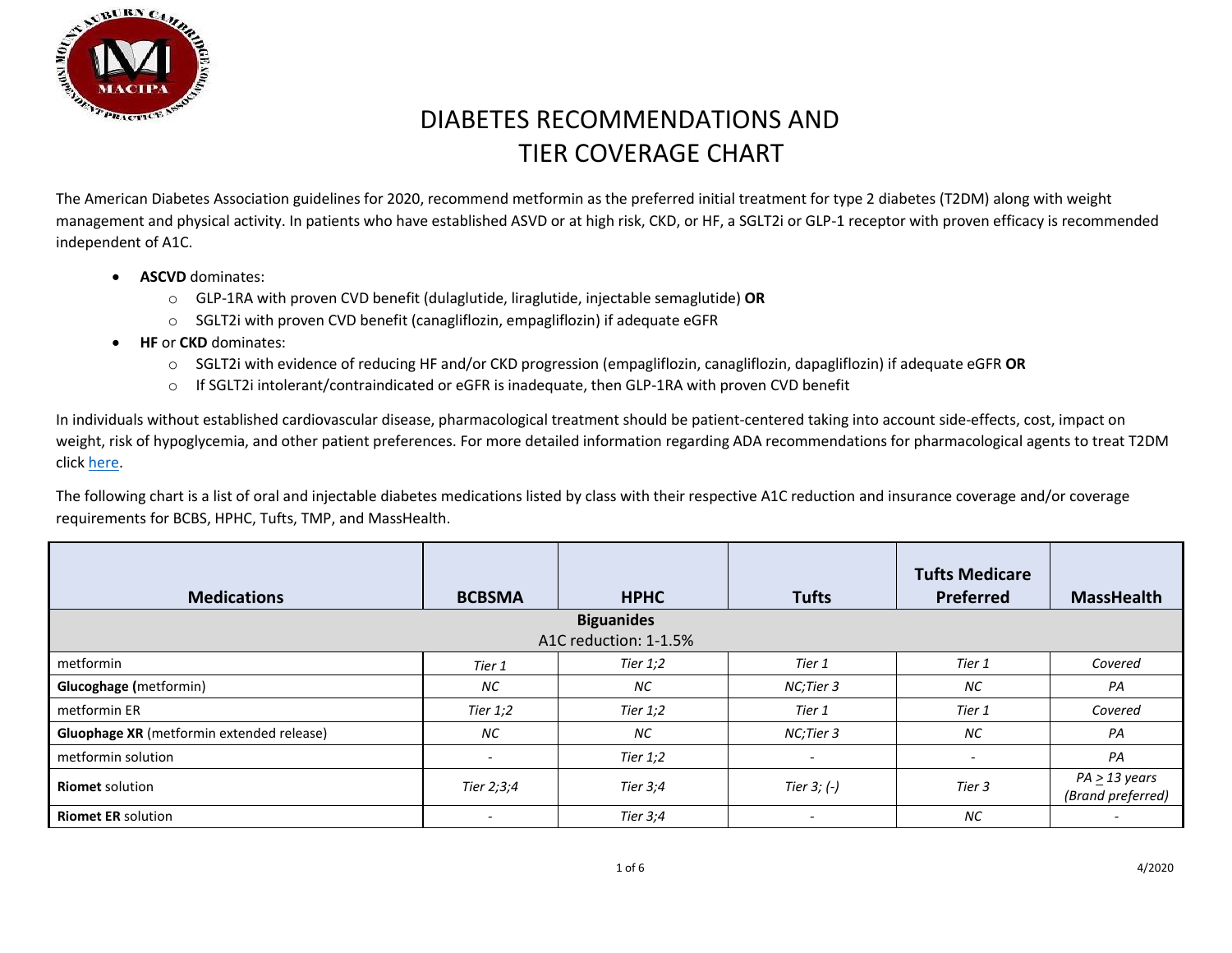# DIABETES RECOMMENDATIONS AND TIER COVERAGE CHART

The American Diabetes Association guidelines for 2020, recommend metformin as the preferred initial treatment for type 2 diabetes (T2DM) along with weight management and physical activity. In patients who have established ASVD or at high risk, CKD, or HF, a SGLT2i or GLP-1 receptor with proven efficacy is recommended independent of A1C.

- **ASCVD** dominates:
  - GLP-1RA with proven CVD benefit (dulaglutide, liraglutide, injectable semaglutide) **OR**
  - SGLT2i with proven CVD benefit (canagliflozin, empagliflozin) if adequate eGFR
- **HF** or **CKD** dominates:
  - SGLT2i with evidence of reducing HF and/or CKD progression (empagliflozin, canagliflozin, dapagliflozin) if adequate eGFR **OR**
  - If SGLT2i intolerant/contraindicated or eGFR is inadequate, then GLP-1RA with proven CVD benefit

In individuals without established cardiovascular disease, pharmacological treatment should be patient-centered taking into account side-effects, cost, impact on weight, risk of hypoglycemia, and other patient preferences. For more detailed information regarding ADA recommendations for pharmacological agents to treat T2DM click here.

The following chart is a list of oral and injectable diabetes medications listed by class with their respective A1C reduction and insurance coverage and/or coverage requirements for BCBS, HPHC, Tufts, TMP, and MassHealth.

| Medications | BCBSMA | HPHC | Tufts | Tufts Medicare Preferred | MassHealth |
|---|---|---|---|---|---|
| **Biguanides** A1C reduction: 1-1.5% | | | | | |
| metformin | *Tier 1* | *Tier 1;2* | *Tier 1* | *Tier 1* | *Covered* |
| **Glucoghage (**metformin) | *NC* | *NC* | *NC;Tier 3* | *NC* | *PA* |
| metformin ER | *Tier 1;2* | *Tier 1;2* | *Tier 1* | *Tier 1* | *Covered* |
| **Gluophage XR** (metformin extended release) | *NC* | *NC* | *NC;Tier 3* | *NC* | *PA* |
| metformin solution | - | *Tier 1;2* | - | - | *PA* |
| **Riomet** solution | *Tier 2;3;4* | *Tier 3;4* | *Tier 3; (-)* | *Tier 3* | *PA ≥ 13 years (Brand preferred)* |
| **Riomet ER** solution | - | *Tier 3;4* | - | *NC* | - |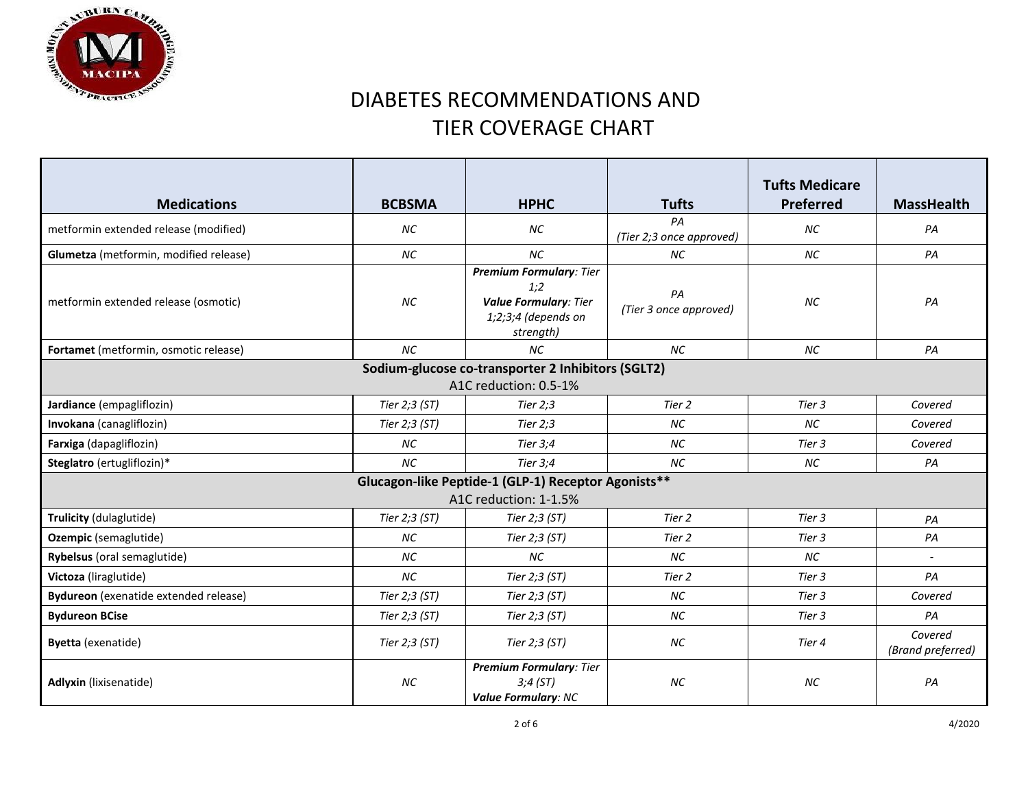# DIABETES RECOMMENDATIONS AND TIER COVERAGE CHART

| Medications | BCBSMA | HPHC | Tufts | Tufts Medicare Preferred | MassHealth |
|---|---|---|---|---|---|
| metformin extended release (modified) | *NC* | *NC* | *PA (Tier 2;3 once approved)* | *NC* | *PA* |
| **Glumetza** (metformin, modified release) | *NC* | *NC* | *NC* | *NC* | *PA* |
| metformin extended release (osmotic) | *NC* | ***Premium Formulary:** Tier 1;2* ***Value Formulary:** Tier 1;2;3;4 (depends on strength)* | *PA (Tier 3 once approved)* | *NC* | *PA* |
| **Fortamet** (metformin, osmotic release) | *NC* | *NC* | *NC* | *NC* | *PA* |
| **Sodium-glucose co-transporter 2 Inhibitors (SGLT2)** A1C reduction: 0.5-1% | | | | | |
| **Jardiance** (empagliflozin) | *Tier 2;3 (ST)* | *Tier 2;3* | *Tier 2* | *Tier 3* | *Covered* |
| **Invokana** (canagliflozin) | *Tier 2;3 (ST)* | *Tier 2;3* | *NC* | *NC* | *Covered* |
| **Farxiga** (dapagliflozin) | *NC* | *Tier 3;4* | *NC* | *Tier 3* | *Covered* |
| **Steglatro** (ertugliflozin)* | *NC* | *Tier 3;4* | *NC* | *NC* | *PA* |
| **Glucagon-like Peptide-1 (GLP-1) Receptor Agonists**** A1C reduction: 1-1.5% | | | | | |
| **Trulicity** (dulaglutide) | *Tier 2;3 (ST)* | *Tier 2;3 (ST)* | *Tier 2* | *Tier 3* | *PA* |
| **Ozempic** (semaglutide) | *NC* | *Tier 2;3 (ST)* | *Tier 2* | *Tier 3* | *PA* |
| **Rybelsus** (oral semaglutide) | *NC* | *NC* | *NC* | *NC* | - |
| **Victoza** (liraglutide) | *NC* | *Tier 2;3 (ST)* | *Tier 2* | *Tier 3* | *PA* |
| **Bydureon** (exenatide extended release) | *Tier 2;3 (ST)* | *Tier 2;3 (ST)* | *NC* | *Tier 3* | *Covered* |
| **Bydureon BCise** | *Tier 2;3 (ST)* | *Tier 2;3 (ST)* | *NC* | *Tier 3* | *PA* |
| **Byetta** (exenatide) | *Tier 2;3 (ST)* | *Tier 2;3 (ST)* | *NC* | *Tier 4* | *Covered (Brand preferred)* |
| **Adlyxin** (lixisenatide) | *NC* | ***Premium Formulary:** Tier 3;4 (ST)* ***Value Formulary:** NC* | *NC* | *NC* | *PA* |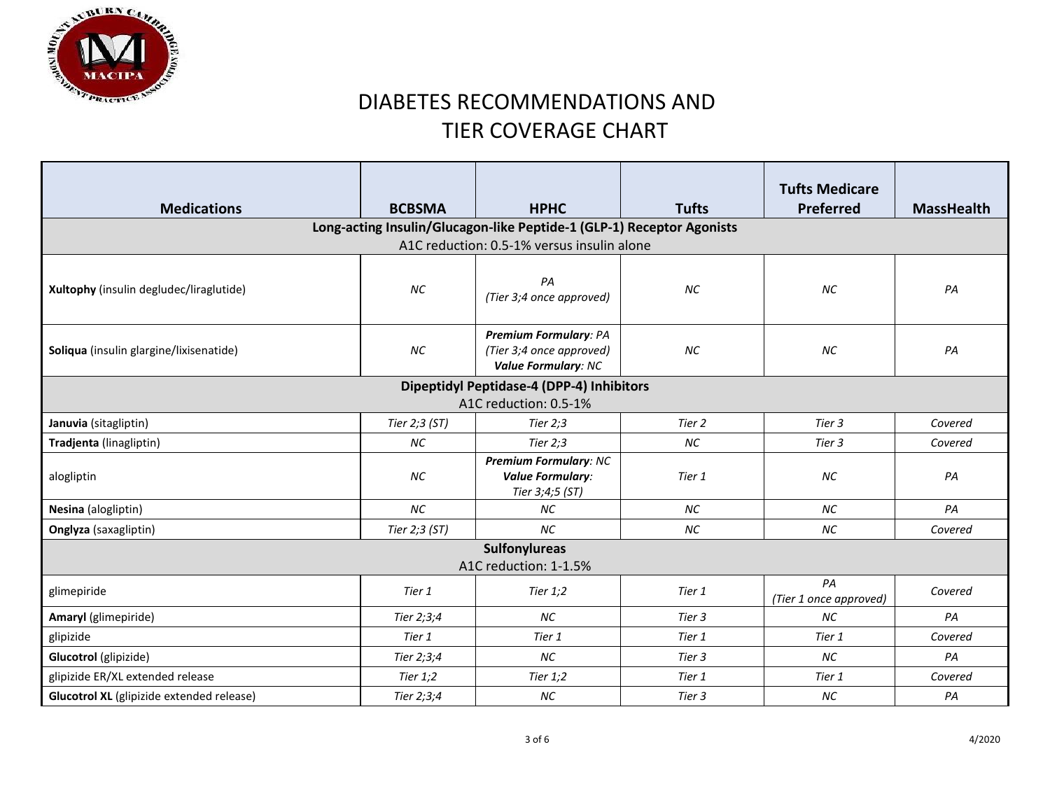# DIABETES RECOMMENDATIONS AND TIER COVERAGE CHART

| Medications | BCBSMA | HPHC | Tufts | Tufts Medicare Preferred | MassHealth |
|---|---|---|---|---|---|
| **Long-acting Insulin/Glucagon-like Peptide-1 (GLP-1) Receptor Agonists** A1C reduction: 0.5-1% versus insulin alone | | | | | |
| **Xultophy** (insulin degludec/liraglutide) | *NC* | *PA (Tier 3;4 once approved)* | *NC* | *NC* | *PA* |
| **Soliqua** (insulin glargine/lixisenatide) | *NC* | ***Premium Formulary**: PA (Tier 3;4 once approved)* ***Value Formulary**: NC* | *NC* | *NC* | *PA* |
| **Dipeptidyl Peptidase-4 (DPP-4) Inhibitors** A1C reduction: 0.5-1% | | | | | |
| **Januvia** (sitagliptin) | *Tier 2;3 (ST)* | *Tier 2;3* | *Tier 2* | *Tier 3* | *Covered* |
| **Tradjenta** (linagliptin) | *NC* | *Tier 2;3* | *NC* | *Tier 3* | *Covered* |
| alogliptin | *NC* | ***Premium Formulary**: NC* ***Value Formulary**: Tier 3;4;5 (ST)* | *Tier 1* | *NC* | *PA* |
| **Nesina** (alogliptin) | *NC* | *NC* | *NC* | *NC* | *PA* |
| **Onglyza** (saxagliptin) | *Tier 2;3 (ST)* | *NC* | *NC* | *NC* | *Covered* |
| **Sulfonylureas** A1C reduction: 1-1.5% | | | | | |
| glimepiride | *Tier 1* | *Tier 1;2* | *Tier 1* | *PA (Tier 1 once approved)* | *Covered* |
| **Amaryl** (glimepiride) | *Tier 2;3;4* | *NC* | *Tier 3* | *NC* | *PA* |
| glipizide | *Tier 1* | *Tier 1* | *Tier 1* | *Tier 1* | *Covered* |
| **Glucotrol** (glipizide) | *Tier 2;3;4* | *NC* | *Tier 3* | *NC* | *PA* |
| glipizide ER/XL extended release | *Tier 1;2* | *Tier 1;2* | *Tier 1* | *Tier 1* | *Covered* |
| **Glucotrol XL** (glipizide extended release) | *Tier 2;3;4* | *NC* | *Tier 3* | *NC* | *PA* |

4/2020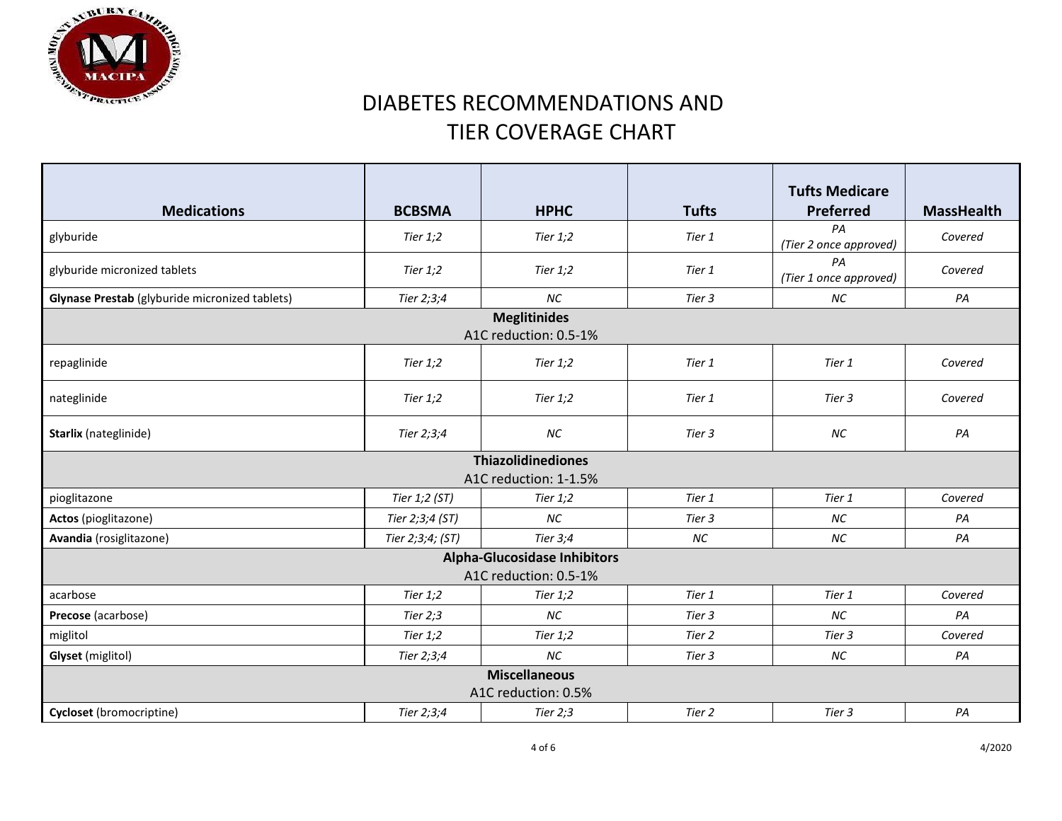# DIABETES RECOMMENDATIONS AND TIER COVERAGE CHART

| Medications | BCBSMA | HPHC | Tufts | Tufts Medicare Preferred | MassHealth |
|---|---|---|---|---|---|
| glyburide | *Tier 1;2* | *Tier 1;2* | *Tier 1* | *PA (Tier 2 once approved)* | *Covered* |
| glyburide micronized tablets | *Tier 1;2* | *Tier 1;2* | *Tier 1* | *PA (Tier 1 once approved)* | *Covered* |
| **Glynase Prestab** (glyburide micronized tablets) | *Tier 2;3;4* | *NC* | *Tier 3* | *NC* | *PA* |
| **Meglitinides** A1C reduction: 0.5-1% | | | | | |
| repaglinide | *Tier 1;2* | *Tier 1;2* | *Tier 1* | *Tier 1* | *Covered* |
| nateglinide | *Tier 1;2* | *Tier 1;2* | *Tier 1* | *Tier 3* | *Covered* |
| **Starlix** (nateglinide) | *Tier 2;3;4* | *NC* | *Tier 3* | *NC* | *PA* |
| **Thiazolidinediones** A1C reduction: 1-1.5% | | | | | |
| pioglitazone | *Tier 1;2 (ST)* | *Tier 1;2* | *Tier 1* | *Tier 1* | *Covered* |
| **Actos** (pioglitazone) | *Tier 2;3;4 (ST)* | *NC* | *Tier 3* | *NC* | *PA* |
| **Avandia** (rosiglitazone) | *Tier 2;3;4; (ST)* | *Tier 3;4* | *NC* | *NC* | *PA* |
| **Alpha-Glucosidase Inhibitors** A1C reduction: 0.5-1% | | | | | |
| acarbose | *Tier 1;2* | *Tier 1;2* | *Tier 1* | *Tier 1* | *Covered* |
| **Precose** (acarbose) | *Tier 2;3* | *NC* | *Tier 3* | *NC* | *PA* |
| miglitol | *Tier 1;2* | *Tier 1;2* | *Tier 2* | *Tier 3* | *Covered* |
| **Glyset** (miglitol) | *Tier 2;3;4* | *NC* | *Tier 3* | *NC* | *PA* |
| **Miscellaneous** A1C reduction: 0.5% | | | | | |
| **Cycloset** (bromocriptine) | *Tier 2;3;4* | *Tier 2;3* | *Tier 2* | *Tier 3* | *PA* |

4/2020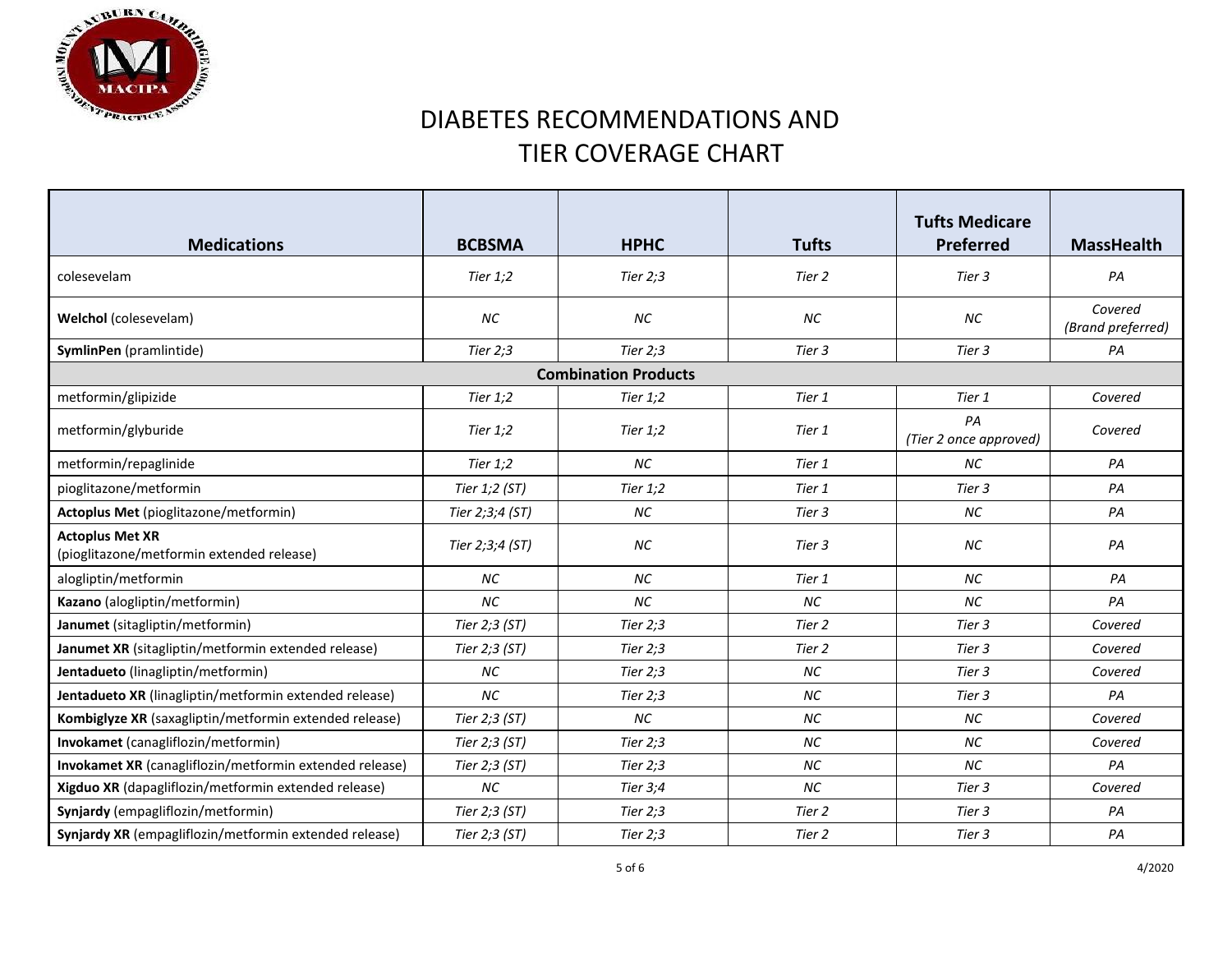# DIABETES RECOMMENDATIONS AND TIER COVERAGE CHART

| Medications | BCBSMA | HPHC | Tufts | Tufts Medicare Preferred | MassHealth |
|---|---|---|---|---|---|
| colesevelam | *Tier 1;2* | *Tier 2;3* | *Tier 2* | *Tier 3* | *PA* |
| **Welchol** (colesevelam) | *NC* | *NC* | *NC* | *NC* | *Covered (Brand preferred)* |
| **SymlinPen** (pramlintide) | *Tier 2;3* | *Tier 2;3* | *Tier 3* | *Tier 3* | *PA* |
| **Combination Products** | | | | | |
| metformin/glipizide | *Tier 1;2* | *Tier 1;2* | *Tier 1* | *Tier 1* | *Covered* |
| metformin/glyburide | *Tier 1;2* | *Tier 1;2* | *Tier 1* | *PA (Tier 2 once approved)* | *Covered* |
| metformin/repaglinide | *Tier 1;2* | *NC* | *Tier 1* | *NC* | *PA* |
| pioglitazone/metformin | *Tier 1;2 (ST)* | *Tier 1;2* | *Tier 1* | *Tier 3* | *PA* |
| **Actoplus Met** (pioglitazone/metformin) | *Tier 2;3;4 (ST)* | *NC* | *Tier 3* | *NC* | *PA* |
| **Actoplus Met XR** (pioglitazone/metformin extended release) | *Tier 2;3;4 (ST)* | *NC* | *Tier 3* | *NC* | *PA* |
| alogliptin/metformin | *NC* | *NC* | *Tier 1* | *NC* | *PA* |
| **Kazano** (alogliptin/metformin) | *NC* | *NC* | *NC* | *NC* | *PA* |
| **Janumet** (sitagliptin/metformin) | *Tier 2;3 (ST)* | *Tier 2;3* | *Tier 2* | *Tier 3* | *Covered* |
| **Janumet XR** (sitagliptin/metformin extended release) | *Tier 2;3 (ST)* | *Tier 2;3* | *Tier 2* | *Tier 3* | *Covered* |
| **Jentadueto** (linagliptin/metformin) | *NC* | *Tier 2;3* | *NC* | *Tier 3* | *Covered* |
| **Jentadueto XR** (linagliptin/metformin extended release) | *NC* | *Tier 2;3* | *NC* | *Tier 3* | *PA* |
| **Kombiglyze XR** (saxagliptin/metformin extended release) | *Tier 2;3 (ST)* | *NC* | *NC* | *NC* | *Covered* |
| **Invokamet** (canagliflozin/metformin) | *Tier 2;3 (ST)* | *Tier 2;3* | *NC* | *NC* | *Covered* |
| **Invokamet XR** (canagliflozin/metformin extended release) | *Tier 2;3 (ST)* | *Tier 2;3* | *NC* | *NC* | *PA* |
| **Xigduo XR** (dapagliflozin/metformin extended release) | *NC* | *Tier 3;4* | *NC* | *Tier 3* | *Covered* |
| **Synjardy** (empagliflozin/metformin) | *Tier 2;3 (ST)* | *Tier 2;3* | *Tier 2* | *Tier 3* | *PA* |
| **Synjardy XR** (empagliflozin/metformin extended release) | *Tier 2;3 (ST)* | *Tier 2;3* | *Tier 2* | *Tier 3* | *PA* |

4/2020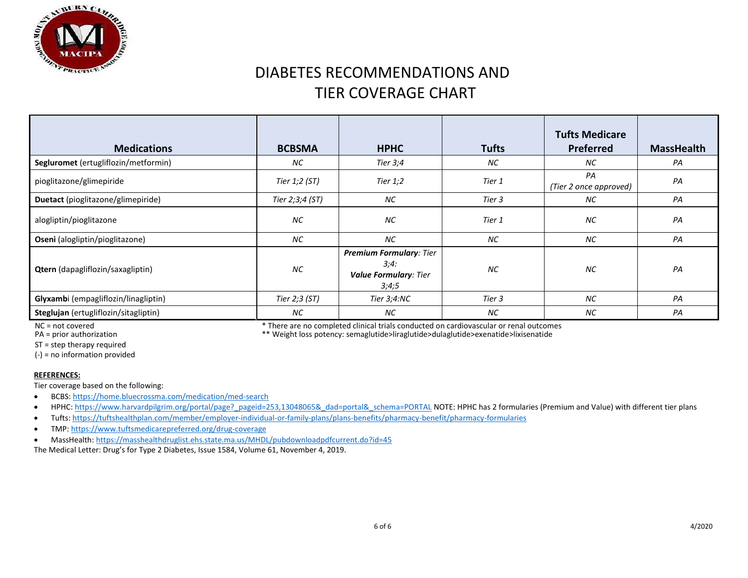# DIABETES RECOMMENDATIONS AND TIER COVERAGE CHART

| Medications | BCBSMA | HPHC | Tufts | Tufts Medicare Preferred | MassHealth |
|---|---|---|---|---|---|
| **Segluromet** (ertugliflozin/metformin) | *NC* | *Tier 3;4* | *NC* | *NC* | *PA* |
| pioglitazone/glimepiride | *Tier 1;2 (ST)* | *Tier 1;2* | *Tier 1* | *PA (Tier 2 once approved)* | *PA* |
| **Duetact** (pioglitazone/glimepiride) | *Tier 2;3;4 (ST)* | *NC* | *Tier 3* | *NC* | *PA* |
| alogliptin/pioglitazone | *NC* | *NC* | *Tier 1* | *NC* | *PA* |
| **Oseni** (alogliptin/pioglitazone) | *NC* | *NC* | *NC* | *NC* | *PA* |
| **Qtern** (dapagliflozin/saxagliptin) | *NC* | ***Premium Formulary**: Tier 3;4:* ***Value Formulary**: Tier 3;4;5* | *NC* | *NC* | *PA* |
| **Glyxamb**i (empagliflozin/linagliptin) | *Tier 2;3 (ST)* | *Tier 3;4:NC* | *Tier 3* | *NC* | *PA* |
| **Steglujan** (ertugliflozin/sitagliptin) | *NC* | *NC* | *NC* | *NC* | *PA* |

NC = not covered
PA = prior authorization
ST = step therapy required
(-) = no information provided

* There are no completed clinical trials conducted on cardiovascular or renal outcomes
** Weight loss potency: semaglutide>liraglutide>dulaglutide>exenatide>lixisenatide

**REFERENCES:**

Tier coverage based on the following:

- BCBS: https://home.bluecrossma.com/medication/med-search
- HPHC: https://www.harvardpilgrim.org/portal/page?_pageid=253,13048065&_dad=portal&_schema=PORTAL NOTE: HPHC has 2 formularies (Premium and Value) with different tier plans
- Tufts: https://tuftshealthplan.com/member/employer-individual-or-family-plans/plans-benefits/pharmacy-benefit/pharmacy-formularies
- TMP: https://www.tuftsmedicarepreferred.org/drug-coverage
- MassHealth: https://masshealthdruglist.ehs.state.ma.us/MHDL/pubdownloadpdfcurrent.do?id=45

The Medical Letter: Drug's for Type 2 Diabetes, Issue 1584, Volume 61, November 4, 2019.